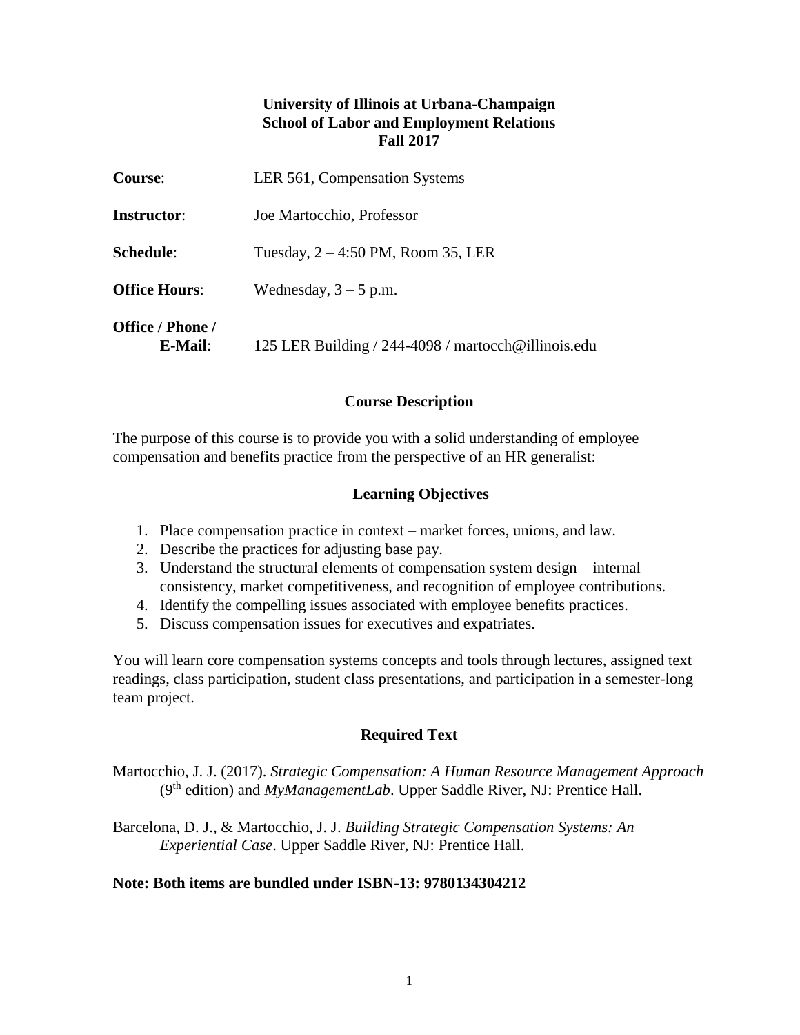**University of Illinois at Urbana-Champaign**
**School of Labor and Employment Relations**
**Fall 2017**

**Course**: LER 561, Compensation Systems

**Instructor**: Joe Martocchio, Professor

**Schedule**: Tuesday, 2 – 4:50 PM, Room 35, LER

**Office Hours**: Wednesday, 3 – 5 p.m.

**Office / Phone / E-Mail**: 125 LER Building / 244-4098 / martocch@illinois.edu

## Course Description

The purpose of this course is to provide you with a solid understanding of employee compensation and benefits practice from the perspective of an HR generalist:

## Learning Objectives

1. Place compensation practice in context – market forces, unions, and law.
2. Describe the practices for adjusting base pay.
3. Understand the structural elements of compensation system design – internal consistency, market competitiveness, and recognition of employee contributions.
4. Identify the compelling issues associated with employee benefits practices.
5. Discuss compensation issues for executives and expatriates.

You will learn core compensation systems concepts and tools through lectures, assigned text readings, class participation, student class presentations, and participation in a semester-long team project.

## Required Text

Martocchio, J. J. (2017). *Strategic Compensation: A Human Resource Management Approach* (9th edition) and *MyManagementLab*. Upper Saddle River, NJ: Prentice Hall.

Barcelona, D. J., & Martocchio, J. J. *Building Strategic Compensation Systems: An Experiential Case*. Upper Saddle River, NJ: Prentice Hall.

**Note: Both items are bundled under ISBN-13: 9780134304212**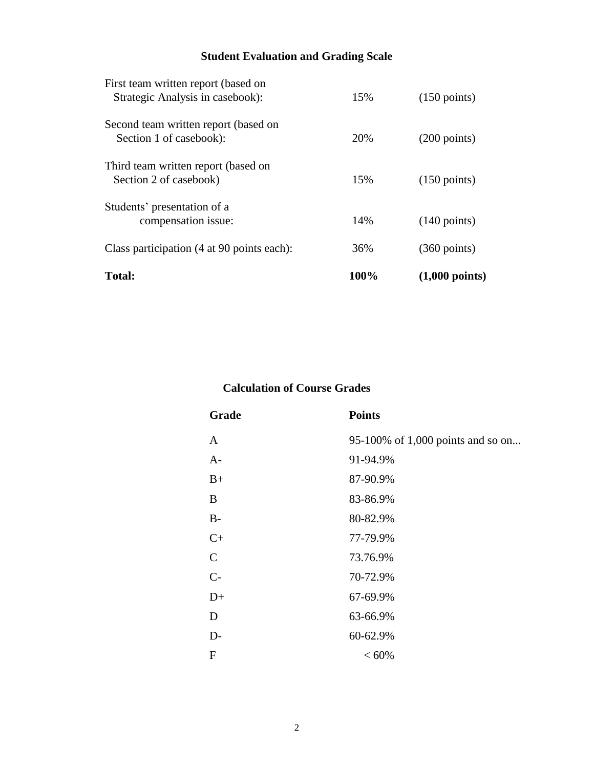## Student Evaluation and Grading Scale

| | | |
|---|---|---|
| First team written report (based on Strategic Analysis in casebook): | 15% | (150 points) |
| Second team written report (based on Section 1 of casebook): | 20% | (200 points) |
| Third team written report (based on Section 2 of casebook) | 15% | (150 points) |
| Students' presentation of a compensation issue: | 14% | (140 points) |
| Class participation (4 at 90 points each): | 36% | (360 points) |
| **Total:** | **100%** | **(1,000 points)** |

## Calculation of Course Grades

| Grade | Points |
|---|---|
| A | 95-100% of 1,000 points and so on... |
| A- | 91-94.9% |
| B+ | 87-90.9% |
| B | 83-86.9% |
| B- | 80-82.9% |
| C+ | 77-79.9% |
| C | 73.76.9% |
| C- | 70-72.9% |
| D+ | 67-69.9% |
| D | 63-66.9% |
| D- | 60-62.9% |
| F | < 60% |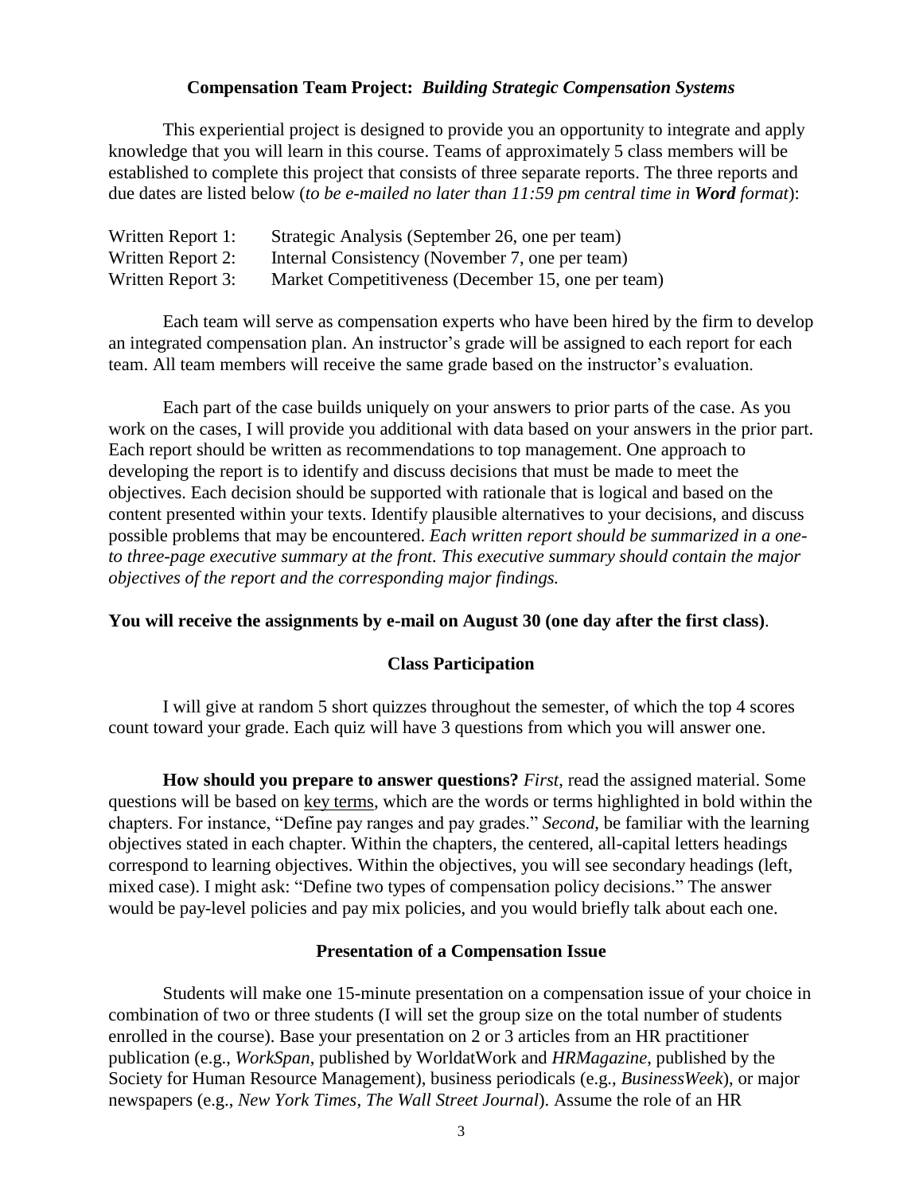## Compensation Team Project: *Building Strategic Compensation Systems*

This experiential project is designed to provide you an opportunity to integrate and apply knowledge that you will learn in this course. Teams of approximately 5 class members will be established to complete this project that consists of three separate reports. The three reports and due dates are listed below (*to be e-mailed no later than 11:59 pm central time in **Word** format*):

| | |
|---|---|
| Written Report 1: | Strategic Analysis (September 26, one per team) |
| Written Report 2: | Internal Consistency (November 7, one per team) |
| Written Report 3: | Market Competitiveness (December 15, one per team) |

Each team will serve as compensation experts who have been hired by the firm to develop an integrated compensation plan. An instructor's grade will be assigned to each report for each team. All team members will receive the same grade based on the instructor's evaluation.

Each part of the case builds uniquely on your answers to prior parts of the case. As you work on the cases, I will provide you additional with data based on your answers in the prior part. Each report should be written as recommendations to top management. One approach to developing the report is to identify and discuss decisions that must be made to meet the objectives. Each decision should be supported with rationale that is logical and based on the content presented within your texts. Identify plausible alternatives to your decisions, and discuss possible problems that may be encountered. *Each written report should be summarized in a one- to three-page executive summary at the front. This executive summary should contain the major objectives of the report and the corresponding major findings.*

**You will receive the assignments by e-mail on August 30 (one day after the first class)**.

## Class Participation

I will give at random 5 short quizzes throughout the semester, of which the top 4 scores count toward your grade. Each quiz will have 3 questions from which you will answer one.

**How should you prepare to answer questions?** *First*, read the assigned material. Some questions will be based on key terms, which are the words or terms highlighted in bold within the chapters. For instance, "Define pay ranges and pay grades." *Second*, be familiar with the learning objectives stated in each chapter. Within the chapters, the centered, all-capital letters headings correspond to learning objectives. Within the objectives, you will see secondary headings (left, mixed case). I might ask: "Define two types of compensation policy decisions." The answer would be pay-level policies and pay mix policies, and you would briefly talk about each one.

## Presentation of a Compensation Issue

Students will make one 15-minute presentation on a compensation issue of your choice in combination of two or three students (I will set the group size on the total number of students enrolled in the course). Base your presentation on 2 or 3 articles from an HR practitioner publication (e.g., *WorkSpan*, published by WorldatWork and *HRMagazine*, published by the Society for Human Resource Management), business periodicals (e.g., *BusinessWeek*), or major newspapers (e.g., *New York Times*, *The Wall Street Journal*). Assume the role of an HR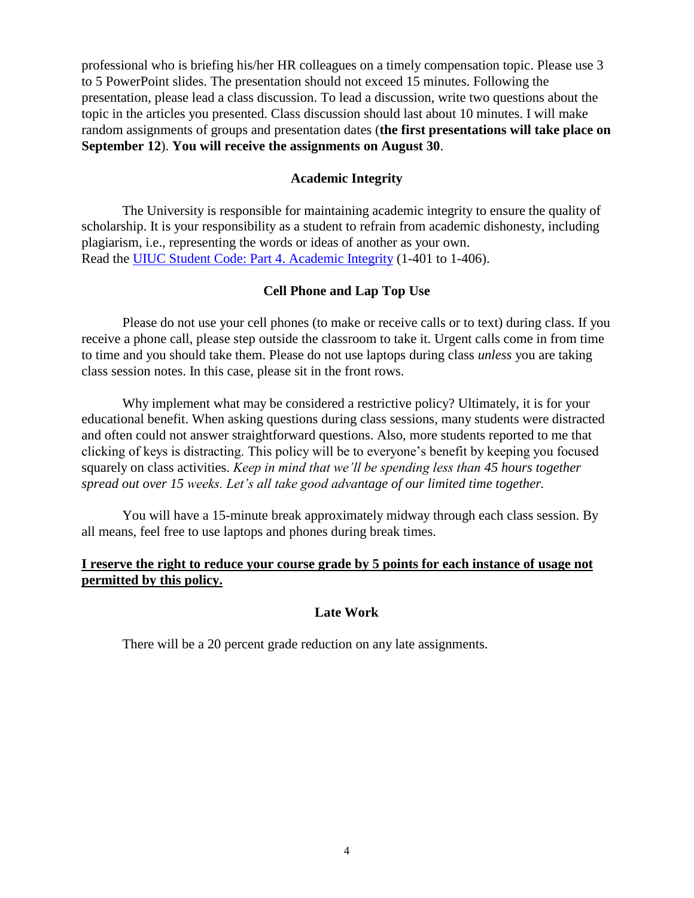professional who is briefing his/her HR colleagues on a timely compensation topic. Please use 3 to 5 PowerPoint slides. The presentation should not exceed 15 minutes. Following the presentation, please lead a class discussion. To lead a discussion, write two questions about the topic in the articles you presented. Class discussion should last about 10 minutes. I will make random assignments of groups and presentation dates (**the first presentations will take place on September 12**). **You will receive the assignments on August 30**.

## Academic Integrity

The University is responsible for maintaining academic integrity to ensure the quality of scholarship. It is your responsibility as a student to refrain from academic dishonesty, including plagiarism, i.e., representing the words or ideas of another as your own.
Read the UIUC Student Code: Part 4. Academic Integrity (1-401 to 1-406).

## Cell Phone and Lap Top Use

Please do not use your cell phones (to make or receive calls or to text) during class. If you receive a phone call, please step outside the classroom to take it. Urgent calls come in from time to time and you should take them. Please do not use laptops during class *unless* you are taking class session notes. In this case, please sit in the front rows.

Why implement what may be considered a restrictive policy? Ultimately, it is for your educational benefit. When asking questions during class sessions, many students were distracted and often could not answer straightforward questions. Also, more students reported to me that clicking of keys is distracting. This policy will be to everyone's benefit by keeping you focused squarely on class activities. *Keep in mind that we'll be spending less than 45 hours together spread out over 15 weeks. Let's all take good advantage of our limited time together.*

You will have a 15-minute break approximately midway through each class session. By all means, feel free to use laptops and phones during break times.

**<u>I reserve the right to reduce your course grade by 5 points for each instance of usage not permitted by this policy.</u>**

## Late Work

There will be a 20 percent grade reduction on any late assignments.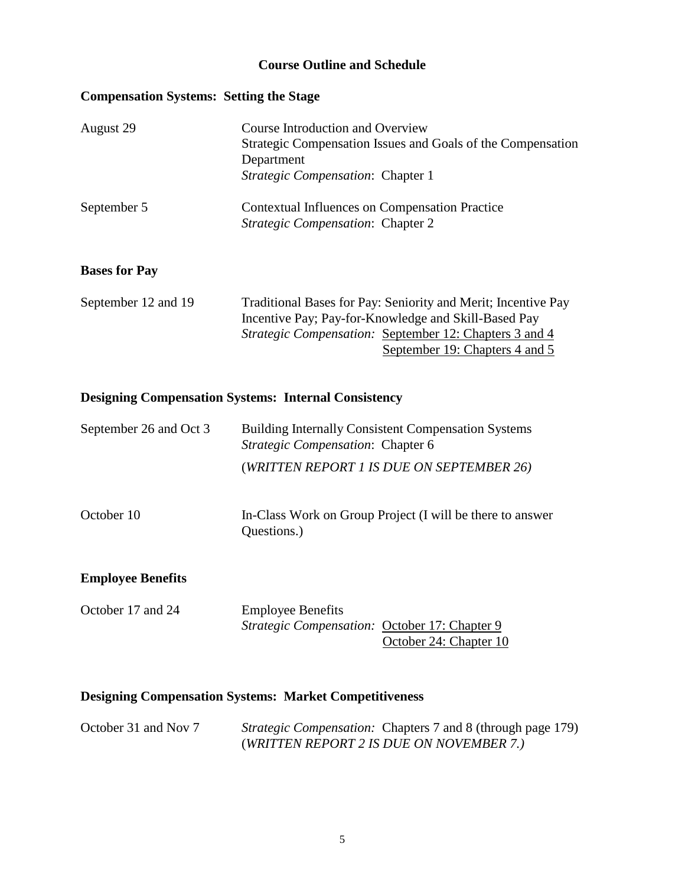## Course Outline and Schedule

### Compensation Systems: Setting the Stage

| | |
|---|---|
| August 29 | Course Introduction and Overview<br>Strategic Compensation Issues and Goals of the Compensation Department<br>*Strategic Compensation*: Chapter 1 |
| September 5 | Contextual Influences on Compensation Practice<br>*Strategic Compensation*: Chapter 2 |

### Bases for Pay

| | |
|---|---|
| September 12 and 19 | Traditional Bases for Pay: Seniority and Merit; Incentive Pay<br>Incentive Pay; Pay-for-Knowledge and Skill-Based Pay<br>*Strategic Compensation:* <u>September 12: Chapters 3 and 4</u><br><u>September 19: Chapters 4 and 5</u> |

### Designing Compensation Systems: Internal Consistency

| | |
|---|---|
| September 26 and Oct 3 | Building Internally Consistent Compensation Systems<br>*Strategic Compensation*: Chapter 6<br>(*WRITTEN REPORT 1 IS DUE ON SEPTEMBER 26)* |
| October 10 | In-Class Work on Group Project (I will be there to answer Questions.) |

### Employee Benefits

| | |
|---|---|
| October 17 and 24 | Employee Benefits<br>*Strategic Compensation:* <u>October 17: Chapter 9</u><br><u>October 24: Chapter 10</u> |

### Designing Compensation Systems: Market Competitiveness

| | |
|---|---|
| October 31 and Nov 7 | *Strategic Compensation:* Chapters 7 and 8 (through page 179)<br>(*WRITTEN REPORT 2 IS DUE ON NOVEMBER 7.)* |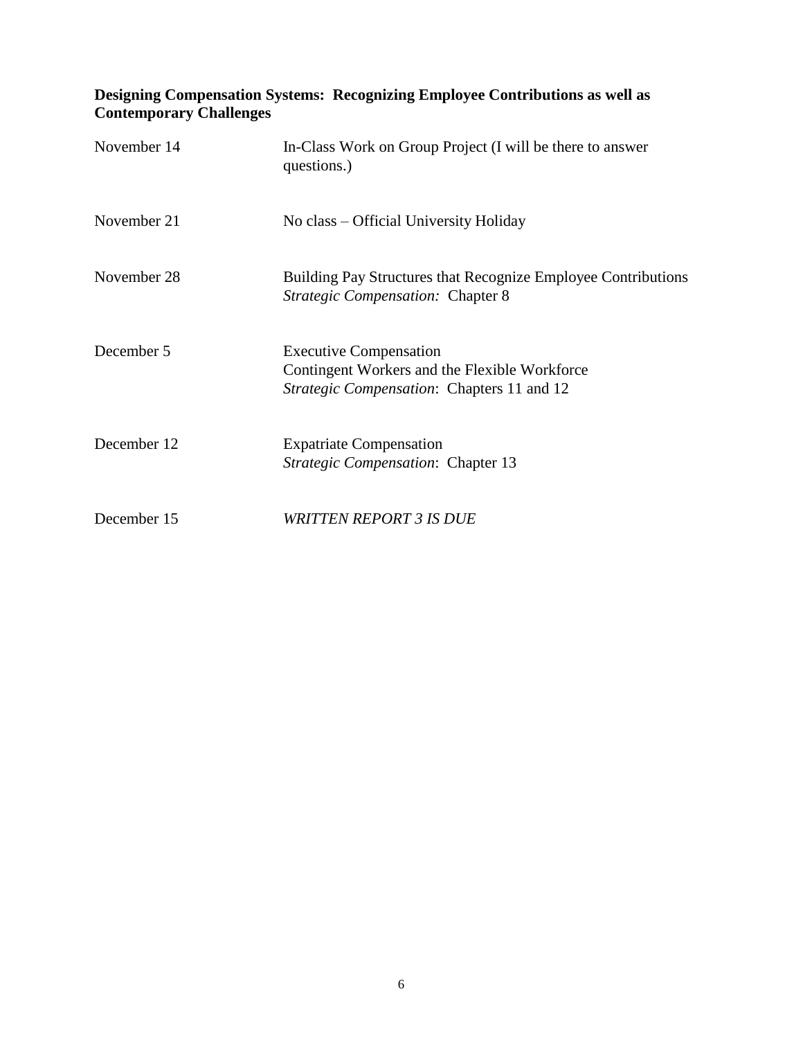**Designing Compensation Systems: Recognizing Employee Contributions as well as Contemporary Challenges**

| | |
|---|---|
| November 14 | In-Class Work on Group Project (I will be there to answer questions.) |
| November 21 | No class – Official University Holiday |
| November 28 | Building Pay Structures that Recognize Employee Contributions<br>*Strategic Compensation:* Chapter 8 |
| December 5 | Executive Compensation<br>Contingent Workers and the Flexible Workforce<br>*Strategic Compensation*: Chapters 11 and 12 |
| December 12 | Expatriate Compensation<br>*Strategic Compensation*: Chapter 13 |
| December 15 | *WRITTEN REPORT 3 IS DUE* |